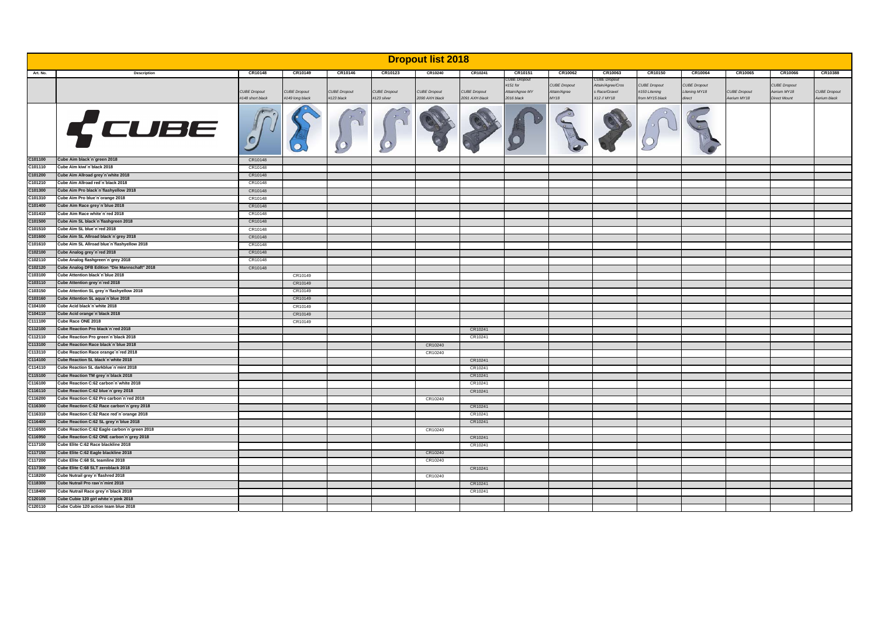# Dropout list 2018

| Art. No. | Description | CR10148 | CR10149 | CR10146 | CR10123 | CR10240 | CR10241 | CR10151 | CR10062 | CR10063 | CR10150 | CR10064 | CR10065 | CR10066 | CR10388 |
|---|---|---|---|---|---|---|---|---|---|---|---|---|---|---|---|
| | | *CUBE Dropout #148 short black* | *CUBE Dropout #149 long black* | *CUBE Dropout #123 black* | *CUBE Dropout #123 silver* | *CUBE Dropout 2090 AXH black* | *CUBE Dropout 2091 AXH black* | *CUBE Dropout #151 for Attain/Agree MY 2016 black* | *CUBE Dropout Attain/Agree MY18* | *CUBE Dropout Attain/Agree/Cross Race/Gravel X12 // MY18* | *CUBE Dropout #150 Litening from MY15 black* | *CUBE Dropout Litening MY18 direct* | *CUBE Dropout Aerium MY18* | *CUBE Dropout Aerium MY18 Direct Mount* | *CUBE Dropout Aerium black* |
| | CUBE | | | | | | | | | | | | | | |
| C101100 | Cube Aim black´n´green 2018 | CR10148 | | | | | | | | | | | | | |
| C101110 | Cube Aim kiwi´n´black 2018 | CR10148 | | | | | | | | | | | | | |
| C101200 | Cube Aim Allroad grey´n´white 2018 | CR10148 | | | | | | | | | | | | | |
| C101210 | Cube Aim Allroad red´n´black 2018 | CR10148 | | | | | | | | | | | | | |
| C101300 | Cube Aim Pro black´n´flashyellow 2018 | CR10148 | | | | | | | | | | | | | |
| C101310 | Cube Aim Pro blue´n´orange 2018 | CR10148 | | | | | | | | | | | | | |
| C101400 | Cube Aim Race grey´n´blue 2018 | CR10148 | | | | | | | | | | | | | |
| C101410 | Cube Aim Race white´n´red 2018 | CR10148 | | | | | | | | | | | | | |
| C101500 | Cube Aim SL black´n´flashgreen 2018 | CR10148 | | | | | | | | | | | | | |
| C101510 | Cube Aim SL blue´n´red 2018 | CR10148 | | | | | | | | | | | | | |
| C101600 | Cube Aim SL Allroad black´n´grey 2018 | CR10148 | | | | | | | | | | | | | |
| C101610 | Cube Aim SL Allroad blue´n´flashyellow 2018 | CR10148 | | | | | | | | | | | | | |
| C102100 | Cube Analog grey´n´red 2018 | CR10148 | | | | | | | | | | | | | |
| C102110 | Cube Analog flashgreen´n´grey 2018 | CR10148 | | | | | | | | | | | | | |
| C102120 | Cube Analog DFB Edition "Die Mannschaft" 2018 | CR10148 | | | | | | | | | | | | | |
| C103100 | Cube Attention black´n´blue 2018 | | CR10149 | | | | | | | | | | | | |
| C103110 | Cube Attention grey´n´red 2018 | | CR10149 | | | | | | | | | | | | |
| C103150 | Cube Attention SL grey´n´flashyellow 2018 | | CR10149 | | | | | | | | | | | | |
| C103160 | Cube Attention SL aqua´n´blue 2018 | | CR10149 | | | | | | | | | | | | |
| C104100 | Cube Acid black´n´white 2018 | | CR10149 | | | | | | | | | | | | |
| C104110 | Cube Acid orange´n´black 2018 | | CR10149 | | | | | | | | | | | | |
| C111100 | Cube Race ONE 2018 | | CR10149 | | | | | | | | | | | | |
| C112100 | Cube Reaction Pro black´n´red 2018 | | | | | | CR10241 | | | | | | | | |
| C112110 | Cube Reaction Pro green´n´black 2018 | | | | | | CR10241 | | | | | | | | |
| C113100 | Cube Reaction Race black´n´blue 2018 | | | | | CR10240 | | | | | | | | | |
| C113110 | Cube Reaction Race orange´n´red 2018 | | | | | CR10240 | | | | | | | | | |
| C114100 | Cube Reaction SL black´n´white 2018 | | | | | | CR10241 | | | | | | | | |
| C114110 | Cube Reaction SL darkblue´n´mint 2018 | | | | | | CR10241 | | | | | | | | |
| C115100 | Cube Reaction TM grey´n´black 2018 | | | | | | CR10241 | | | | | | | | |
| C116100 | Cube Reaction C:62 carbon´n´white 2018 | | | | | | CR10241 | | | | | | | | |
| C116110 | Cube Reaction C:62 blue´n´grey 2018 | | | | | | CR10241 | | | | | | | | |
| C116200 | Cube Reaction C:62 Pro carbon´n´red 2018 | | | | | CR10240 | | | | | | | | | |
| C116300 | Cube Reaction C:62 Race carbon´n´grey 2018 | | | | | | CR10241 | | | | | | | | |
| C116310 | Cube Reaction C:62 Race red´n´orange 2018 | | | | | | CR10241 | | | | | | | | |
| C116400 | Cube Reaction C:62 SL grey´n´blue 2018 | | | | | | CR10241 | | | | | | | | |
| C116500 | Cube Reaction C:62 Eagle carbon´n´green 2018 | | | | | CR10240 | | | | | | | | | |
| C116950 | Cube Reaction C:62 ONE carbon´n´grey 2018 | | | | | | CR10241 | | | | | | | | |
| C117100 | Cube Elite C:62 Race blackline 2018 | | | | | | CR10241 | | | | | | | | |
| C117150 | Cube Elite C:62 Eagle blackline 2018 | | | | | CR10240 | | | | | | | | | |
| C117200 | Cube Elite C:68 SL teamline 2018 | | | | | CR10240 | | | | | | | | | |
| C117300 | Cube Elite C:68 SLT zeroblack 2018 | | | | | | CR10241 | | | | | | | | |
| C118200 | Cube Nutrail grey´n´flashred 2018 | | | | | CR10240 | | | | | | | | | |
| C118300 | Cube Nutrail Pro raw´n´mint 2018 | | | | | | CR10241 | | | | | | | | |
| C118400 | Cube Nutrail Race grey´n´black 2018 | | | | | | CR10241 | | | | | | | | |
| C120100 | Cube Cubie 120 girl white´n´pink 2018 | | | | | | | | | | | | | | |
| C120110 | Cube Cubie 120 action team blue 2018 | | | | | | | | | | | | | | |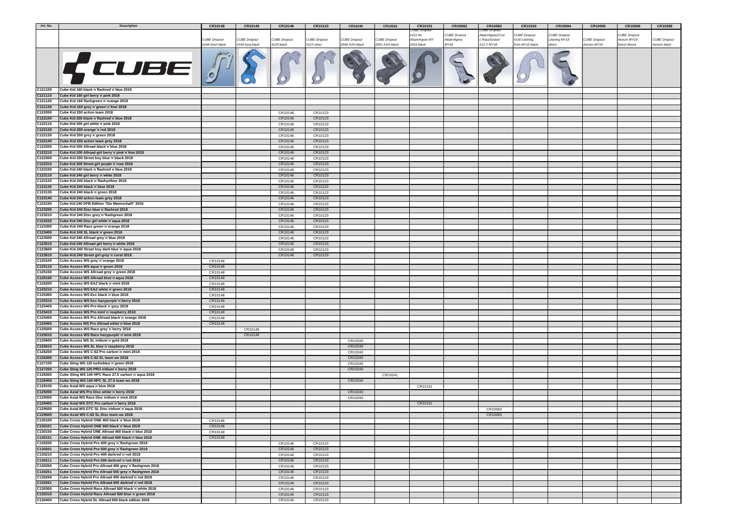| Art. No. | Description | CR10148 | CR10149 | CR10146 | CR10123 | CR10240 | CR10241 | CR10151 | CR10062 | CR10063 | CR10150 | CR10064 | CR10065 | CR10066 | CR10388 |
|---|---|---|---|---|---|---|---|---|---|---|---|---|---|---|---|
| | | CUBE Dropout #148 short black | CUBE Dropout #149 long black | CUBE Dropout #123 black | CUBE Dropout #123 silver | CUBE Dropout 2090 AXH black | CUBE Dropout 2091 AXH black | CUBE Dropout #151 for Attain/Agree MY 2016 black | CUBE Dropout Attain/Agree MY18 | CUBE Dropout Attain/Agree/Cross Race/Gravel X12 // MY18 | CUBE Dropout #150 Litening from MY15 black | CUBE Dropout Litening MY18 direct | CUBE Dropout Aerium MY18 | CUBE Dropout Aerium MY18 Direct Mount | CUBE Dropout Aerium black |
| | CUBE | | | | | | | | | | | | | | |
| C121100 | Cube Kid 160 black´n´flashred´n´blue 2018 | | | | | | | | | | | | | | |
| C121110 | Cube Kid 160 girl berry´n´pink 2018 | | | | | | | | | | | | | | |
| C121120 | Cube Kid 160 flashgreen´n´orange 2018 | | | | | | | | | | | | | | |
| C121130 | Cube Kid 160 grey´n´green´n´kiwi 2018 | | | | | | | | | | | | | | |
| C122050 | Cube Kid 200 action team 2018 | | | CR10146 | CR10123 | | | | | | | | | | |
| C122100 | Cube Kid 200 black´n´flashred´n´blue 2018 | | | CR10146 | CR10123 | | | | | | | | | | |
| C122110 | Cube Kid 200 girl white´n´pink 2018 | | | CR10146 | CR10123 | | | | | | | | | | |
| C122120 | Cube Kid 200 orange´n´red 2018 | | | CR10146 | CR10123 | | | | | | | | | | |
| C122130 | Cube Kid 200 grey´n´green 2018 | | | CR10146 | CR10123 | | | | | | | | | | |
| C122140 | Cube Kid 200 action team grey 2018 | | | CR10146 | CR10123 | | | | | | | | | | |
| C122200 | Cube Kid 200 Allroad black´n´blue 2018 | | | CR10146 | CR10123 | | | | | | | | | | |
| C122210 | Cube Kid 200 Allroad girl berry´n´pink´n´kiwi 2018 | | | CR10146 | CR10123 | | | | | | | | | | |
| C122300 | Cube Kid 200 Street boy blue´n´black 2018 | | | CR10146 | CR10123 | | | | | | | | | | |
| C122310 | Cube Kid 200 Street girl purple´n´rose 2018 | | | CR10146 | CR10123 | | | | | | | | | | |
| C123100 | Cube Kid 240 black´n´flashred´n´blue 2018 | | | CR10146 | CR10123 | | | | | | | | | | |
| C123110 | Cube Kid 240 girl berry´n´white 2018 | | | CR10146 | CR10123 | | | | | | | | | | |
| C123120 | Cube Kid 240 black´n´flashyellow 2018 | | | CR10146 | CR10123 | | | | | | | | | | |
| C123130 | Cube Kid 240 black´n´blue 2018 | | | CR10146 | CR10123 | | | | | | | | | | |
| C123135 | Cube Kid 240 black´n´green 2018 | | | CR10146 | CR10123 | | | | | | | | | | |
| C123140 | Cube Kid 240 action team grey 2018 | | | CR10146 | CR10123 | | | | | | | | | | |
| C123150 | Cube Kid 240 DFB Edition "Die Mannschaft" 2018 | | | CR10146 | CR10123 | | | | | | | | | | |
| C123200 | Cube Kid 240 Disc blue´n´flashred 2018 | | | CR10146 | CR10123 | | | | | | | | | | |
| C123210 | Cube Kid 240 Disc grey´n´flashgreen 2018 | | | CR10146 | CR10123 | | | | | | | | | | |
| C123220 | Cube Kid 240 Disc girl white´n´aqua 2018 | | | CR10146 | CR10123 | | | | | | | | | | |
| C123300 | Cube Kid 240 Race green´n´orange 2018 | | | CR10146 | CR10123 | | | | | | | | | | |
| C123400 | Cube Kid 240 SL black´n´green 2018 | | | CR10146 | CR10123 | | | | | | | | | | |
| C123500 | Cube Kid 240 Allroad grey´n´blue 2018 | | | CR10146 | CR10123 | | | | | | | | | | |
| C123510 | Cube Kid 240 Allroad girl berry´n´white 2018 | | | CR10146 | CR10123 | | | | | | | | | | |
| C123600 | Cube Kid 240 Street boy dark blue´n´aqua 2018 | | | CR10146 | CR10123 | | | | | | | | | | |
| C123610 | Cube Kid 240 Street girl grey´n´coral 2018 | | | CR10146 | CR10123 | | | | | | | | | | |
| C125100 | Cube Access WS grey´n´orange 2018 | CR10148 | | | | | | | | | | | | | |
| C125110 | Cube Access WS aqua´n´green 2018 | CR10148 | | | | | | | | | | | | | |
| C125150 | Cube Access WS Allroad grey´n´green 2018 | CR10148 | | | | | | | | | | | | | |
| C125160 | Cube Access WS Allroad blue´n´aqua 2018 | CR10148 | | | | | | | | | | | | | |
| C125200 | Cube Access WS EAZ black´n´mint 2018 | CR10148 | | | | | | | | | | | | | |
| C125210 | Cube Access WS EAZ white´n´green 2018 | CR10148 | | | | | | | | | | | | | |
| C125300 | Cube Access WS Exc black´n´blue 2018 | CR10148 | | | | | | | | | | | | | |
| C125310 | Cube Access WS Exc hazypurple´n´berry 2018 | CR10148 | | | | | | | | | | | | | |
| C125400 | Cube Access WS Pro black´n´grey 2018 | CR10148 | | | | | | | | | | | | | |
| C125410 | Cube Access WS Pro mint´n´raspberry 2018 | CR10148 | | | | | | | | | | | | | |
| C125450 | Cube Access WS Pro Allroad black´n´orange 2018 | CR10148 | | | | | | | | | | | | | |
| C125460 | Cube Access WS Pro Allroad white´n´blue 2018 | CR10148 | | | | | | | | | | | | | |
| C125500 | Cube Access WS Race grey´n´berry 2018 | | CR10149 | | | | | | | | | | | | |
| C125510 | Cube Access WS Race hazypurple´n´mint 2018 | | CR10149 | | | | | | | | | | | | |
| C125600 | Cube Access WS SL iridium´n´gold 2018 | | | | | CR10240 | | | | | | | | | |
| C125610 | Cube Access WS SL blue´n´raspberry 2018 | | | | | CR10240 | | | | | | | | | |
| C126200 | Cube Access WS C:62 Pro carbon´n´mint 2018 | | | | | CR10240 | | | | | | | | | |
| C126300 | Cube Access WS C:62 SL team ws 2018 | | | | | CR10240 | | | | | | | | | |
| C127100 | Cube Sting WS 120 turkisblue´n´green 2018 | | | | | CR10240 | | | | | | | | | |
| C127200 | Cube Sting WS 120 PRO iridium´n´berry 2018 | | | | | CR10240 | | | | | | | | | |
| C128300 | Cube Sting WS 140 HPC Race 27.5 carbon´n´aqua 2018 | | | | | | CR10241 | | | | | | | | |
| C128400 | Cube Sting WS 140 HPC SL 27.5 team ws 2018 | | | | | CR10240 | | | | | | | | | |
| C129100 | Cube Axial WS aqua´n´blue 2018 | | | | | | | CR10151 | | | | | | | |
| C129200 | Cube Axial WS Pro Disc white´n´berry 2018 | | | | | CR10240 | | | | | | | | | |
| C129300 | Cube Axial WS Race Disc iridium´n´mint 2018 | | | | | CR10240 | | | | | | | | | |
| C129400 | Cube Axial WS GTC Pro carbon´n´berry 2018 | | | | | | | CR10151 | | | | | | | |
| C129500 | Cube Axial WS GTC SL Disc iridium´n´aqua 2018 | | | | | | | | | CR10063 | | | | | |
| C129600 | Cube Axial WS C:62 SL Disc team ws 2018 | | | | | | | | | CR10063 | | | | | |
| C130100 | Cube Cross Hybrid ONE 400 black´n´blue 2018 | CR10148 | | | | | | | | | | | | | |
| C130101 | Cube Cross Hybrid ONE 500 black´n´blue 2018 | CR10148 | | | | | | | | | | | | | |
| C130150 | Cube Cross Hybrid ONE Allroad 400 black´n´blue 2018 | CR10148 | | | | | | | | | | | | | |
| C130151 | Cube Cross Hybrid ONE Allroad 500 black´n´blue 2018 | CR10148 | | | | | | | | | | | | | |
| C130200 | Cube Cross Hybrid Pro 400 grey´n´flashgreen 2018 | | | CR10146 | CR10123 | | | | | | | | | | |
| C130201 | Cube Cross Hybrid Pro 500 grey´n´flashgreen 2018 | | | CR10146 | CR10123 | | | | | | | | | | |
| C130210 | Cube Cross Hybrid Pro 400 darkred´n´red 2018 | | | CR10146 | CR10123 | | | | | | | | | | |
| C130211 | Cube Cross Hybrid Pro 500 darkred´n´red 2018 | | | CR10146 | CR10123 | | | | | | | | | | |
| C130250 | Cube Cross Hybrid Pro Allroad 400 grey´n´flashgreen 2018 | | | CR10146 | CR10123 | | | | | | | | | | |
| C130251 | Cube Cross Hybrid Pro Allroad 500 grey´n´flashgreen 2018 | | | CR10146 | CR10123 | | | | | | | | | | |
| C130260 | Cube Cross Hybrid Pro Allroad 400 darkred´n´red 2018 | | | CR10146 | CR10123 | | | | | | | | | | |
| C130261 | Cube Cross Hybrid Pro Allroad 500 darkred´n´red 2018 | | | CR10146 | CR10123 | | | | | | | | | | |
| C130300 | Cube Cross Hybrid Race Allroad 500 black´n´white 2018 | | | CR10146 | CR10123 | | | | | | | | | | |
| C130310 | Cube Cross Hybrid Race Allroad 500 blue´n´green 2018 | | | CR10146 | CR10123 | | | | | | | | | | |
| C130400 | Cube Cross Hybrid SL Allroad 500 black edition 2018 | | | CR10146 | CR10123 | | | | | | | | | | |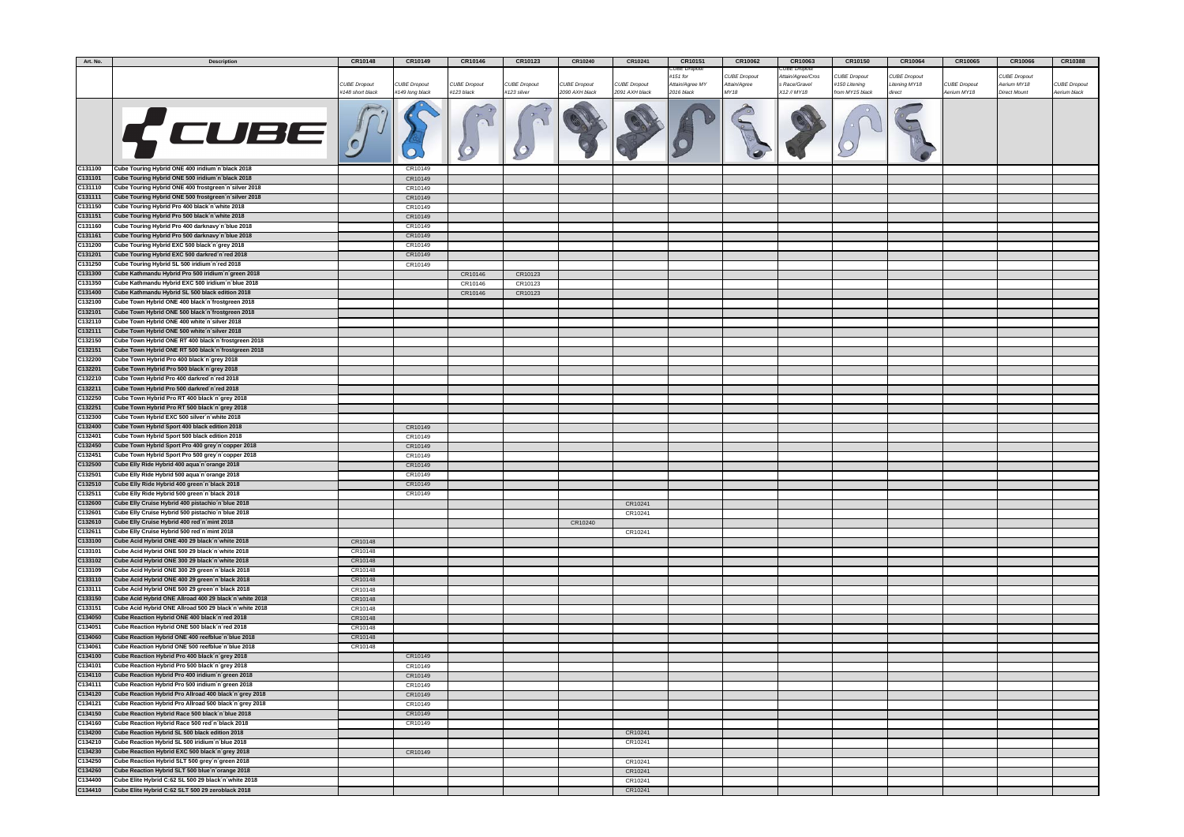| Art. No. | Description | CR10148 | CR10149 | CR10146 | CR10123 | CR10240 | CR10241 | CR10151 | CR10062 | CR10063 | CR10150 | CR10064 | CR10065 | CR10066 | CR10388 |
|---|---|---|---|---|---|---|---|---|---|---|---|---|---|---|---|
| | | CUBE Dropout #148 short black | CUBE Dropout #149 long black | CUBE Dropout #123 black | CUBE Dropout #123 silver | CUBE Dropout 2090 AXH black | CUBE Dropout 2091 AXH black | CUBE Dropout #151 for Attain/Agree MY 2016 black | CUBE Dropout Attain/Agree MY18 | CUBE Dropout Attain/Agree/Cross Race/Gravel X12 // MY18 | CUBE Dropout #150 Litening from MY15 black | CUBE Dropout Litening MY18 direct | CUBE Dropout Aerium MY18 | CUBE Dropout Aerium MY18 Direct Mount | CUBE Dropout Aerium black |
| | CUBE | | | | | | | | | | | | | | |
| C131100 | Cube Touring Hybrid ONE 400 iridium´n´black 2018 | | CR10149 | | | | | | | | | | | | |
| C131101 | Cube Touring Hybrid ONE 500 iridium´n´black 2018 | | CR10149 | | | | | | | | | | | | |
| C131110 | Cube Touring Hybrid ONE 400 frostgreen´n´silver 2018 | | CR10149 | | | | | | | | | | | | |
| C131111 | Cube Touring Hybrid ONE 500 frostgreen´n´silver 2018 | | CR10149 | | | | | | | | | | | | |
| C131150 | Cube Touring Hybrid Pro 400 black´n´white 2018 | | CR10149 | | | | | | | | | | | | |
| C131151 | Cube Touring Hybrid Pro 500 black´n´white 2018 | | CR10149 | | | | | | | | | | | | |
| C131160 | Cube Touring Hybrid Pro 400 darknavy´n´blue 2018 | | CR10149 | | | | | | | | | | | | |
| C131161 | Cube Touring Hybrid Pro 500 darknavy´n´blue 2018 | | CR10149 | | | | | | | | | | | | |
| C131200 | Cube Touring Hybrid EXC 500 black´n´grey 2018 | | CR10149 | | | | | | | | | | | | |
| C131201 | Cube Touring Hybrid EXC 500 darkred´n´red 2018 | | CR10149 | | | | | | | | | | | | |
| C131250 | Cube Touring Hybrid SL 500 iridium´n´red 2018 | | CR10149 | | | | | | | | | | | | |
| C131300 | Cube Kathmandu Hybrid Pro 500 iridium´n´green 2018 | | | CR10146 | CR10123 | | | | | | | | | | |
| C131350 | Cube Kathmandu Hybrid EXC 500 iridium´n´blue 2018 | | | CR10146 | CR10123 | | | | | | | | | | |
| C131400 | Cube Kathmandu Hybrid SL 500 black edition 2018 | | | CR10146 | CR10123 | | | | | | | | | | |
| C132100 | Cube Town Hybrid ONE 400 black´n´frostgreen 2018 | | | | | | | | | | | | | | |
| C132101 | Cube Town Hybrid ONE 500 black´n´frostgreen 2018 | | | | | | | | | | | | | | |
| C132110 | Cube Town Hybrid ONE 400 white´n´silver 2018 | | | | | | | | | | | | | | |
| C132111 | Cube Town Hybrid ONE 500 white´n´silver 2018 | | | | | | | | | | | | | | |
| C132150 | Cube Town Hybrid ONE RT 400 black´n´frostgreen 2018 | | | | | | | | | | | | | | |
| C132151 | Cube Town Hybrid ONE RT 500 black´n´frostgreen 2018 | | | | | | | | | | | | | | |
| C132200 | Cube Town Hybrid Pro 400 black´n´grey 2018 | | | | | | | | | | | | | | |
| C132201 | Cube Town Hybrid Pro 500 black´n´grey 2018 | | | | | | | | | | | | | | |
| C132210 | Cube Town Hybrid Pro 400 darkred´n´red 2018 | | | | | | | | | | | | | | |
| C132211 | Cube Town Hybrid Pro 500 darkred´n´red 2018 | | | | | | | | | | | | | | |
| C132250 | Cube Town Hybrid Pro RT 400 black´n´grey 2018 | | | | | | | | | | | | | | |
| C132251 | Cube Town Hybrid Pro RT 500 black´n´grey 2018 | | | | | | | | | | | | | | |
| C132300 | Cube Town Hybrid EXC 500 silver´n´white 2018 | | | | | | | | | | | | | | |
| C132400 | Cube Town Hybrid Sport 400 black edition 2018 | | CR10149 | | | | | | | | | | | | |
| C132401 | Cube Town Hybrid Sport 500 black edition 2018 | | CR10149 | | | | | | | | | | | | |
| C132450 | Cube Town Hybrid Sport Pro 400 grey´n´copper 2018 | | CR10149 | | | | | | | | | | | | |
| C132451 | Cube Town Hybrid Sport Pro 500 grey´n´copper 2018 | | CR10149 | | | | | | | | | | | | |
| C132500 | Cube Elly Ride Hybrid 400 aqua´n´orange 2018 | | CR10149 | | | | | | | | | | | | |
| C132501 | Cube Elly Ride Hybrid 500 aqua´n´orange 2018 | | CR10149 | | | | | | | | | | | | |
| C132510 | Cube Elly Ride Hybrid 400 green´n´black 2018 | | CR10149 | | | | | | | | | | | | |
| C132511 | Cube Elly Ride Hybrid 500 green´n´black 2018 | | CR10149 | | | | | | | | | | | | |
| C132600 | Cube Elly Cruise Hybrid 400 pistachio´n´blue 2018 | | | | | | CR10241 | | | | | | | | |
| C132601 | Cube Elly Cruise Hybrid 500 pistachio´n´blue 2018 | | | | | | CR10241 | | | | | | | | |
| C132610 | Cube Elly Cruise Hybrid 400 red´n´mint 2018 | | | | | CR10240 | | | | | | | | | |
| C132611 | Cube Elly Cruise Hybrid 500 red´n´mint 2018 | | | | | | CR10241 | | | | | | | | |
| C133100 | Cube Acid Hybrid ONE 400 29 black´n´white 2018 | CR10148 | | | | | | | | | | | | | |
| C133101 | Cube Acid Hybrid ONE 500 29 black´n´white 2018 | CR10148 | | | | | | | | | | | | | |
| C133102 | Cube Acid Hybrid ONE 300 29 black´n´white 2018 | CR10148 | | | | | | | | | | | | | |
| C133109 | Cube Acid Hybrid ONE 300 29 green´n´black 2018 | CR10148 | | | | | | | | | | | | | |
| C133110 | Cube Acid Hybrid ONE 400 29 green´n´black 2018 | CR10148 | | | | | | | | | | | | | |
| C133111 | Cube Acid Hybrid ONE 500 29 green´n´black 2018 | CR10148 | | | | | | | | | | | | | |
| C133150 | Cube Acid Hybrid ONE Allroad 400 29 black´n´white 2018 | CR10148 | | | | | | | | | | | | | |
| C133151 | Cube Acid Hybrid ONE Allroad 500 29 black´n´white 2018 | CR10148 | | | | | | | | | | | | | |
| C134050 | Cube Reaction Hybrid ONE 400 black´n´red 2018 | CR10148 | | | | | | | | | | | | | |
| C134051 | Cube Reaction Hybrid ONE 500 black´n´red 2018 | CR10148 | | | | | | | | | | | | | |
| C134060 | Cube Reaction Hybrid ONE 400 reefblue´n´blue 2018 | CR10148 | | | | | | | | | | | | | |
| C134061 | Cube Reaction Hybrid ONE 500 reefblue´n´blue 2018 | CR10148 | | | | | | | | | | | | | |
| C134100 | Cube Reaction Hybrid Pro 400 black´n´grey 2018 | | CR10149 | | | | | | | | | | | | |
| C134101 | Cube Reaction Hybrid Pro 500 black´n´grey 2018 | | CR10149 | | | | | | | | | | | | |
| C134110 | Cube Reaction Hybrid Pro 400 iridium´n´green 2018 | | CR10149 | | | | | | | | | | | | |
| C134111 | Cube Reaction Hybrid Pro 500 iridium´n´green 2018 | | CR10149 | | | | | | | | | | | | |
| C134120 | Cube Reaction Hybrid Pro Allroad 400 black´n´grey 2018 | | CR10149 | | | | | | | | | | | | |
| C134121 | Cube Reaction Hybrid Pro Allroad 500 black´n´grey 2018 | | CR10149 | | | | | | | | | | | | |
| C134150 | Cube Reaction Hybrid Race 500 black´n´blue 2018 | | CR10149 | | | | | | | | | | | | |
| C134160 | Cube Reaction Hybrid Race 500 red´n´black 2018 | | CR10149 | | | | | | | | | | | | |
| C134200 | Cube Reaction Hybrid SL 500 black edition 2018 | | | | | | CR10241 | | | | | | | | |
| C134210 | Cube Reaction Hybrid SL 500 iridium´n´blue 2018 | | | | | | CR10241 | | | | | | | | |
| C134230 | Cube Reaction Hybrid EXC 500 black´n´grey 2018 | | CR10149 | | | | | | | | | | | | |
| C134250 | Cube Reaction Hybrid SLT 500 grey´n´green 2018 | | | | | | CR10241 | | | | | | | | |
| C134260 | Cube Reaction Hybrid SLT 500 blue´n´orange 2018 | | | | | | CR10241 | | | | | | | | |
| C134400 | Cube Elite Hybrid C:62 SL 500 29 black´n´white 2018 | | | | | | CR10241 | | | | | | | | |
| C134410 | Cube Elite Hybrid C:62 SLT 500 29 zeroblack 2018 | | | | | | CR10241 | | | | | | | | |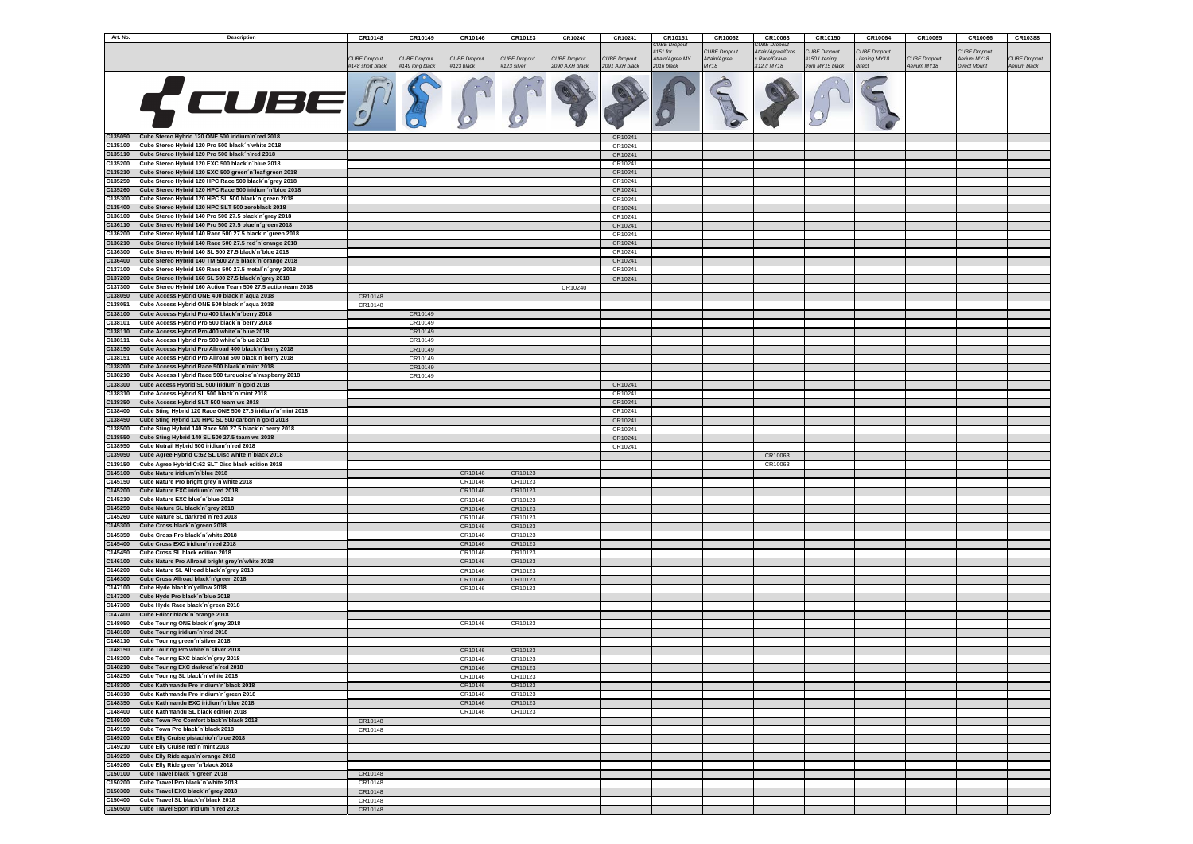| Art. No. | Description | CR10148 | CR10149 | CR10146 | CR10123 | CR10240 | CR10241 | CR10151 | CR10062 | CR10063 | CR10150 | CR10064 | CR10065 | CR10066 | CR10388 |
|---|---|---|---|---|---|---|---|---|---|---|---|---|---|---|---|
| | | CUBE Dropout #148 short black | CUBE Dropout #149 long black | CUBE Dropout #123 black | CUBE Dropout #123 silver | CUBE Dropout 2080 AXH black | CUBE Dropout 2091 AXH black | CUBE Dropout #151 for Attain/Agree MY 2016 black | CUBE Dropout Attain/Agree MY18 | CUBE Dropout Attain/Agree/Cross Race/Gravel X12 // MY18 | CUBE Dropout #150 Litening from MY15 black | CUBE Dropout Litening MY18 direct | CUBE Dropout Aerium MY18 | CUBE Dropout Aerium MY18 Direct Mount | CUBE Dropout Aerium black |
| | CUBE | | | | | | | | | | | | | | |
| C135050 | Cube Stereo Hybrid 120 ONE 500 iridium´n´red 2018 | | | | | | CR10241 | | | | | | | | |
| C135100 | Cube Stereo Hybrid 120 Pro 500 black´n´white 2018 | | | | | | CR10241 | | | | | | | | |
| C135110 | Cube Stereo Hybrid 120 Pro 500 black´n´red 2018 | | | | | | CR10241 | | | | | | | | |
| C135200 | Cube Stereo Hybrid 120 EXC 500 black´n´blue 2018 | | | | | | CR10241 | | | | | | | | |
| C135210 | Cube Stereo Hybrid 120 EXC 500 green´n´leaf green 2018 | | | | | | CR10241 | | | | | | | | |
| C135250 | Cube Stereo Hybrid 120 HPC Race 500 black´n´grey 2018 | | | | | | CR10241 | | | | | | | | |
| C135260 | Cube Stereo Hybrid 120 HPC Race 500 iridium´n´blue 2018 | | | | | | CR10241 | | | | | | | | |
| C135300 | Cube Stereo Hybrid 120 HPC SL 500 black´n´green 2018 | | | | | | CR10241 | | | | | | | | |
| C135400 | Cube Stereo Hybrid 120 HPC SLT 500 zeroblack 2018 | | | | | | CR10241 | | | | | | | | |
| C136100 | Cube Stereo Hybrid 140 Pro 500 27.5 black´n´grey 2018 | | | | | | CR10241 | | | | | | | | |
| C136110 | Cube Stereo Hybrid 140 Pro 500 27.5 blue´n´green 2018 | | | | | | CR10241 | | | | | | | | |
| C136200 | Cube Stereo Hybrid 140 Race 500 27.5 black´n´green 2018 | | | | | | CR10241 | | | | | | | | |
| C136210 | Cube Stereo Hybrid 140 Race 500 27.5 red´n´orange 2018 | | | | | | CR10241 | | | | | | | | |
| C136300 | Cube Stereo Hybrid 140 SL 500 27.5 black´n´blue 2018 | | | | | | CR10241 | | | | | | | | |
| C136400 | Cube Stereo Hybrid 140 TM 500 27.5 black´n´orange 2018 | | | | | | CR10241 | | | | | | | | |
| C137100 | Cube Stereo Hybrid 160 Race 500 27.5 metal´n´grey 2018 | | | | | | CR10241 | | | | | | | | |
| C137200 | Cube Stereo Hybrid 160 SL 500 27.5 black´n´grey 2018 | | | | | | CR10241 | | | | | | | | |
| C137300 | Cube Stereo Hybrid 160 Action Team 500 27.5 actionteam 2018 | | | | | CR10240 | | | | | | | | | |
| C138050 | Cube Access Hybrid ONE 400 black´n´aqua 2018 | CR10148 | | | | | | | | | | | | | |
| C138051 | Cube Access Hybrid ONE 500 black´n´aqua 2018 | CR10148 | | | | | | | | | | | | | |
| C138100 | Cube Access Hybrid Pro 400 black´n´berry 2018 | | CR10149 | | | | | | | | | | | | |
| C138101 | Cube Access Hybrid Pro 500 black´n´berry 2018 | | CR10149 | | | | | | | | | | | | |
| C138110 | Cube Access Hybrid Pro 400 white´n´blue 2018 | | CR10149 | | | | | | | | | | | | |
| C138111 | Cube Access Hybrid Pro 500 white´n´blue 2018 | | CR10149 | | | | | | | | | | | | |
| C138150 | Cube Access Hybrid Pro Allroad 400 black´n´berry 2018 | | CR10149 | | | | | | | | | | | | |
| C138151 | Cube Access Hybrid Pro Allroad 500 black´n´berry 2018 | | CR10149 | | | | | | | | | | | | |
| C138200 | Cube Access Hybrid Race 500 black´n´mint 2018 | | CR10149 | | | | | | | | | | | | |
| C138210 | Cube Access Hybrid Race 500 turquoise´n´raspberry 2018 | | CR10149 | | | | | | | | | | | | |
| C138300 | Cube Access Hybrid SL 500 iridium´n´gold 2018 | | | | | | CR10241 | | | | | | | | |
| C138310 | Cube Access Hybrid SL 500 black´n´mint 2018 | | | | | | CR10241 | | | | | | | | |
| C138350 | Cube Access Hybrid SLT 500 team ws 2018 | | | | | | CR10241 | | | | | | | | |
| C138400 | Cube Sting Hybrid 120 Race ONE 500 27.5 iridium´n´mint 2018 | | | | | | CR10241 | | | | | | | | |
| C138450 | Cube Sting Hybrid 120 HPC SL 500 carbon´n´gold 2018 | | | | | | CR10241 | | | | | | | | |
| C138500 | Cube Sting Hybrid 140 Race 500 27.5 black´n´berry 2018 | | | | | | CR10241 | | | | | | | | |
| C138550 | Cube Sting Hybrid 140 SL 500 27.5 team ws 2018 | | | | | | CR10241 | | | | | | | | |
| C138950 | Cube Nutrail Hybrid 500 iridium´n´red 2018 | | | | | | CR10241 | | | | | | | | |
| C139050 | Cube Agree Hybrid C:62 SL Disc white´n´black 2018 | | | | | | | | | CR10063 | | | | | |
| C139150 | Cube Agree Hybrid C:62 SLT Disc black edition 2018 | | | | | | | | | CR10063 | | | | | |
| C145100 | Cube Nature iridium´n´blue 2018 | | | CR10146 | CR10123 | | | | | | | | | | |
| C145150 | Cube Nature Pro bright grey´n´white 2018 | | | CR10146 | CR10123 | | | | | | | | | | |
| C145200 | Cube Nature EXC iridium´n´red 2018 | | | CR10146 | CR10123 | | | | | | | | | | |
| C145210 | Cube Nature EXC blue´n´blue 2018 | | | CR10146 | CR10123 | | | | | | | | | | |
| C145250 | Cube Nature SL black´n´grey 2018 | | | CR10146 | CR10123 | | | | | | | | | | |
| C145260 | Cube Nature SL darkred´n´red 2018 | | | CR10146 | CR10123 | | | | | | | | | | |
| C145300 | Cube Cross black´n´green 2018 | | | CR10146 | CR10123 | | | | | | | | | | |
| C145350 | Cube Cross Pro black´n´white 2018 | | | CR10146 | CR10123 | | | | | | | | | | |
| C145400 | Cube Cross EXC iridium´n´red 2018 | | | CR10146 | CR10123 | | | | | | | | | | |
| C145450 | Cube Cross SL black edition 2018 | | | CR10146 | CR10123 | | | | | | | | | | |
| C146100 | Cube Nature Pro Allroad bright grey´n´white 2018 | | | CR10146 | CR10123 | | | | | | | | | | |
| C146200 | Cube Nature SL Allroad black´n´grey 2018 | | | CR10146 | CR10123 | | | | | | | | | | |
| C146300 | Cube Cross Allroad black´n´green 2018 | | | CR10146 | CR10123 | | | | | | | | | | |
| C147100 | Cube Hyde black´n´yellow 2018 | | | CR10146 | CR10123 | | | | | | | | | | |
| C147200 | Cube Hyde Pro black´n´blue 2018 | | | | | | | | | | | | | | |
| C147300 | Cube Hyde Race black´n´green 2018 | | | | | | | | | | | | | | |
| C147400 | Cube Editor black´n´orange 2018 | | | | | | | | | | | | | | |
| C148050 | Cube Touring ONE black´n´grey 2018 | | | CR10146 | CR10123 | | | | | | | | | | |
| C148100 | Cube Touring iridium´n´red 2018 | | | | | | | | | | | | | | |
| C148110 | Cube Touring green´n´silver 2018 | | | | | | | | | | | | | | |
| C148150 | Cube Touring Pro white´n´silver 2018 | | | CR10146 | CR10123 | | | | | | | | | | |
| C148200 | Cube Touring EXC black´n´grey 2018 | | | CR10146 | CR10123 | | | | | | | | | | |
| C148210 | Cube Touring EXC darkred´n´red 2018 | | | CR10146 | CR10123 | | | | | | | | | | |
| C148250 | Cube Touring SL black´n´white 2018 | | | CR10146 | CR10123 | | | | | | | | | | |
| C148300 | Cube Kathmandu Pro iridium´n´black 2018 | | | CR10146 | CR10123 | | | | | | | | | | |
| C148310 | Cube Kathmandu Pro iridium´n´green 2018 | | | CR10146 | CR10123 | | | | | | | | | | |
| C148350 | Cube Kathmandu EXC iridium´n´blue 2018 | | | CR10146 | CR10123 | | | | | | | | | | |
| C148400 | Cube Kathmandu SL black edition 2018 | | | CR10146 | CR10123 | | | | | | | | | | |
| C149100 | Cube Town Pro Comfort black´n´black 2018 | CR10148 | | | | | | | | | | | | | |
| C149150 | Cube Town Pro black´n´black 2018 | CR10148 | | | | | | | | | | | | | |
| C149200 | Cube Elly Cruise pistachio´n´blue 2018 | | | | | | | | | | | | | | |
| C149210 | Cube Elly Cruise red´n´mint 2018 | | | | | | | | | | | | | | |
| C149250 | Cube Elly Ride aqua´n´orange 2018 | | | | | | | | | | | | | | |
| C149260 | Cube Elly Ride green´n´black 2018 | | | | | | | | | | | | | | |
| C150100 | Cube Travel black´n´green 2018 | CR10148 | | | | | | | | | | | | | |
| C150200 | Cube Travel Pro black´n´white 2018 | CR10148 | | | | | | | | | | | | | |
| C150300 | Cube Travel EXC black´n´grey 2018 | CR10148 | | | | | | | | | | | | | |
| C150400 | Cube Travel SL black´n´black 2018 | CR10148 | | | | | | | | | | | | | |
| C150500 | Cube Travel Sport iridium´n´red 2018 | CR10148 | | | | | | | | | | | | | |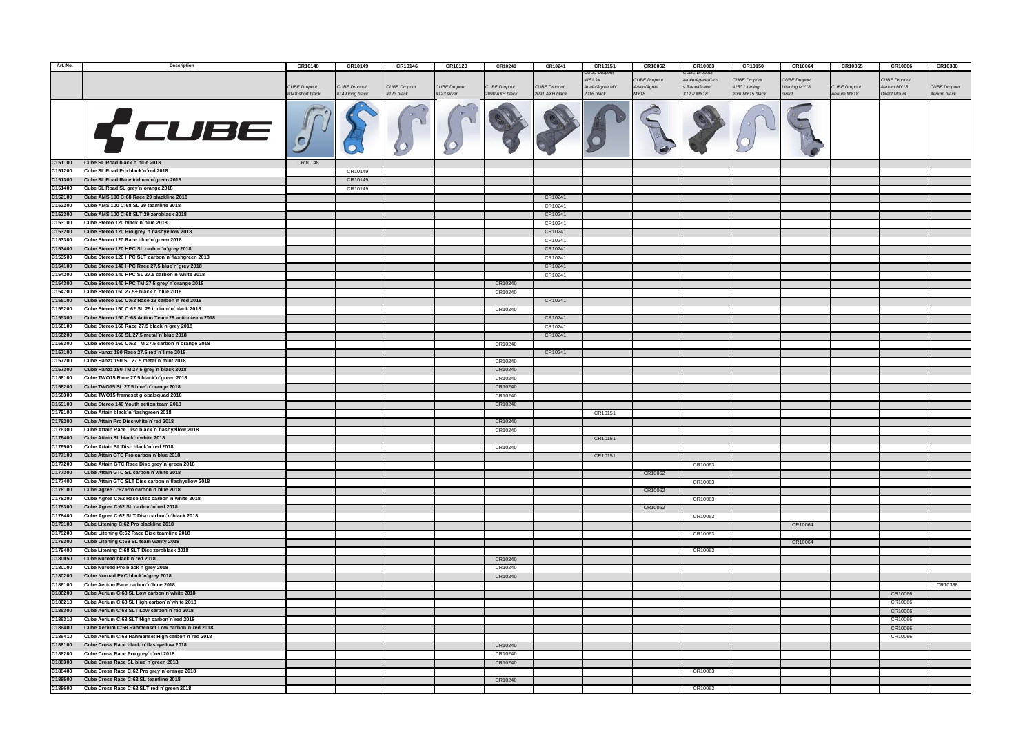| Art. No. | Description | CR10148 | CR10149 | CR10146 | CR10123 | CR10240 | CR10241 | CR10151 | CR10062 | CR10063 | CR10150 | CR10064 | CR10065 | CR10066 | CR10388 |
|---|---|---|---|---|---|---|---|---|---|---|---|---|---|---|---|
| | | CUBE Dropout #148 short black | CUBE Dropout #149 long black | CUBE Dropout #123 black | CUBE Dropout #123 silver | CUBE Dropout 2090 AXH black | CUBE Dropout 2091 AXH black | CUBE Dropout #151 for Attain/Agree MY 2016 black | CUBE Dropout Attain/Agree MY18 | CUBE Dropout Attain/Agree/Cross Race/Gravel X12 // MY18 | CUBE Dropout #150 Litening from MY15 black | CUBE Dropout Litening MY18 direct | CUBE Dropout Aerium MY18 | CUBE Dropout Aerium MY18 Direct Mount | CUBE Dropout Aerium black |
| | CUBE | | | | | | | | | | | | | | |
| C151100 | Cube SL Road black´n´blue 2018 | CR10148 | | | | | | | | | | | | | |
| C151200 | Cube SL Road Pro black´n´red 2018 | | CR10149 | | | | | | | | | | | | |
| C151300 | Cube SL Road Race iridium´n´green 2018 | | CR10149 | | | | | | | | | | | | |
| C151400 | Cube SL Road SL grey´n´orange 2018 | | CR10149 | | | | | | | | | | | | |
| C152100 | Cube AMS 100 C:68 Race 29 blackline 2018 | | | | | | CR10241 | | | | | | | | |
| C152200 | Cube AMS 100 C:68 SL 29 teamline 2018 | | | | | | CR10241 | | | | | | | | |
| C152300 | Cube AMS 100 C:68 SLT 29 zeroblack 2018 | | | | | | CR10241 | | | | | | | | |
| C153100 | Cube Stereo 120 black´n´blue 2018 | | | | | | CR10241 | | | | | | | | |
| C153200 | Cube Stereo 120 Pro grey´n´flashyellow 2018 | | | | | | CR10241 | | | | | | | | |
| C153300 | Cube Stereo 120 Race blue´n´green 2018 | | | | | | CR10241 | | | | | | | | |
| C153400 | Cube Stereo 120 HPC SL carbon´n´grey 2018 | | | | | | CR10241 | | | | | | | | |
| C153500 | Cube Stereo 120 HPC SLT carbon´n´flashgreen 2018 | | | | | | CR10241 | | | | | | | | |
| C154100 | Cube Stereo 140 HPC Race 27.5 blue´n´grey 2018 | | | | | | CR10241 | | | | | | | | |
| C154200 | Cube Stereo 140 HPC SL 27.5 carbon´n´white 2018 | | | | | | CR10241 | | | | | | | | |
| C154300 | Cube Stereo 140 HPC TM 27.5 grey´n´orange 2018 | | | | | CR10240 | | | | | | | | | |
| C154700 | Cube Stereo 150 27.5+ black´n´blue 2018 | | | | | CR10240 | | | | | | | | | |
| C155100 | Cube Stereo 150 C:62 Race 29 carbon´n´red 2018 | | | | | | CR10241 | | | | | | | | |
| C155200 | Cube Stereo 150 C:62 SL 29 iridium´n´black 2018 | | | | | CR10240 | | | | | | | | | |
| C155300 | Cube Stereo 150 C:68 Action Team 29 actionteam 2018 | | | | | | CR10241 | | | | | | | | |
| C156100 | Cube Stereo 160 Race 27.5 black´n´grey 2018 | | | | | | CR10241 | | | | | | | | |
| C156200 | Cube Stereo 160 SL 27.5 metal´n´blue 2018 | | | | | | CR10241 | | | | | | | | |
| C156300 | Cube Stereo 160 C:62 TM 27.5 carbon´n´orange 2018 | | | | | CR10240 | | | | | | | | | |
| C157100 | Cube Hanzz 190 Race 27.5 red´n´lime 2018 | | | | | | CR10241 | | | | | | | | |
| C157200 | Cube Hanzz 190 SL 27.5 metal´n´mint 2018 | | | | | CR10240 | | | | | | | | | |
| C157300 | Cube Hanzz 190 TM 27.5 grey´n´black 2018 | | | | | CR10240 | | | | | | | | | |
| C158100 | Cube TWO15 Race 27.5 black´n´green 2018 | | | | | CR10240 | | | | | | | | | |
| C158200 | Cube TWO15 SL 27.5 blue´n´orange 2018 | | | | | CR10240 | | | | | | | | | |
| C158300 | Cube TWO15 frameset globalsquad 2018 | | | | | CR10240 | | | | | | | | | |
| C159100 | Cube Stereo 140 Youth action team 2018 | | | | | CR10240 | | | | | | | | | |
| C176100 | Cube Attain black´n´flashgreen 2018 | | | | | | | CR10151 | | | | | | | |
| C176200 | Cube Attain Pro Disc white´n´red 2018 | | | | | CR10240 | | | | | | | | | |
| C176300 | Cube Attain Race Disc black´n´flashyellow 2018 | | | | | CR10240 | | | | | | | | | |
| C176400 | Cube Attain SL black´n´white 2018 | | | | | | | CR10151 | | | | | | | |
| C176500 | Cube Attain SL Disc black´n´red 2018 | | | | | CR10240 | | | | | | | | | |
| C177100 | Cube Attain GTC Pro carbon´n´blue 2018 | | | | | | | CR10151 | | | | | | | |
| C177200 | Cube Attain GTC Race Disc grey´n´green 2018 | | | | | | | | | CR10063 | | | | | |
| C177300 | Cube Attain GTC SL carbon´n´white 2018 | | | | | | | | CR10062 | | | | | | |
| C177400 | Cube Attain GTC SLT Disc carbon´n´flashyellow 2018 | | | | | | | | | CR10063 | | | | | |
| C178100 | Cube Agree C:62 Pro carbon´n´blue 2018 | | | | | | | | CR10062 | | | | | | |
| C178200 | Cube Agree C:62 Race Disc carbon´n´white 2018 | | | | | | | | | CR10063 | | | | | |
| C178300 | Cube Agree C:62 SL carbon´n´red 2018 | | | | | | | | CR10062 | | | | | | |
| C178400 | Cube Agree C:62 SLT Disc carbon´n´black 2018 | | | | | | | | | CR10063 | | | | | |
| C179100 | Cube Litening C:62 Pro blackline 2018 | | | | | | | | | | | CR10064 | | | |
| C179200 | Cube Litening C:62 Race Disc teamline 2018 | | | | | | | | | CR10063 | | | | | |
| C179300 | Cube Litening C:68 SL team wanty 2018 | | | | | | | | | | | CR10064 | | | |
| C179400 | Cube Litening C:68 SLT Disc zeroblack 2018 | | | | | | | | | CR10063 | | | | | |
| C180050 | Cube Nuroad black´n´red 2018 | | | | | CR10240 | | | | | | | | | |
| C180100 | Cube Nuroad Pro black´n´grey 2018 | | | | | CR10240 | | | | | | | | | |
| C180200 | Cube Nuroad EXC black´n´grey 2018 | | | | | CR10240 | | | | | | | | | |
| C186100 | Cube Aerium Race carbon´n´blue 2018 | | | | | | | | | | | | | | CR10388 |
| C186200 | Cube Aerium C:68 SL Low carbon´n´white 2018 | | | | | | | | | | | | | CR10066 | |
| C186210 | Cube Aerium C:68 SL High carbon´n´white 2018 | | | | | | | | | | | | | CR10066 | |
| C186300 | Cube Aerium C:68 SLT Low carbon´n´red 2018 | | | | | | | | | | | | | CR10066 | |
| C186310 | Cube Aerium C:68 SLT High carbon´n´red 2018 | | | | | | | | | | | | | CR10066 | |
| C186400 | Cube Aerium C:68 Rahmenset Low carbon´n´red 2018 | | | | | | | | | | | | | CR10066 | |
| C186410 | Cube Aerium C:68 Rahmenset High carbon´n´red 2018 | | | | | | | | | | | | | CR10066 | |
| C188100 | Cube Cross Race black´n´flashyellow 2018 | | | | | CR10240 | | | | | | | | | |
| C188200 | Cube Cross Race Pro grey´n´red 2018 | | | | | CR10240 | | | | | | | | | |
| C188300 | Cube Cross Race SL blue´n´green 2018 | | | | | CR10240 | | | | | | | | | |
| C188400 | Cube Cross Race C:62 Pro grey´n´orange 2018 | | | | | | | | | CR10063 | | | | | |
| C188500 | Cube Cross Race C:62 SL teamline 2018 | | | | | CR10240 | | | | | | | | | |
| C188600 | Cube Cross Race C:62 SLT red´n´green 2018 | | | | | | | | | CR10063 | | | | | |